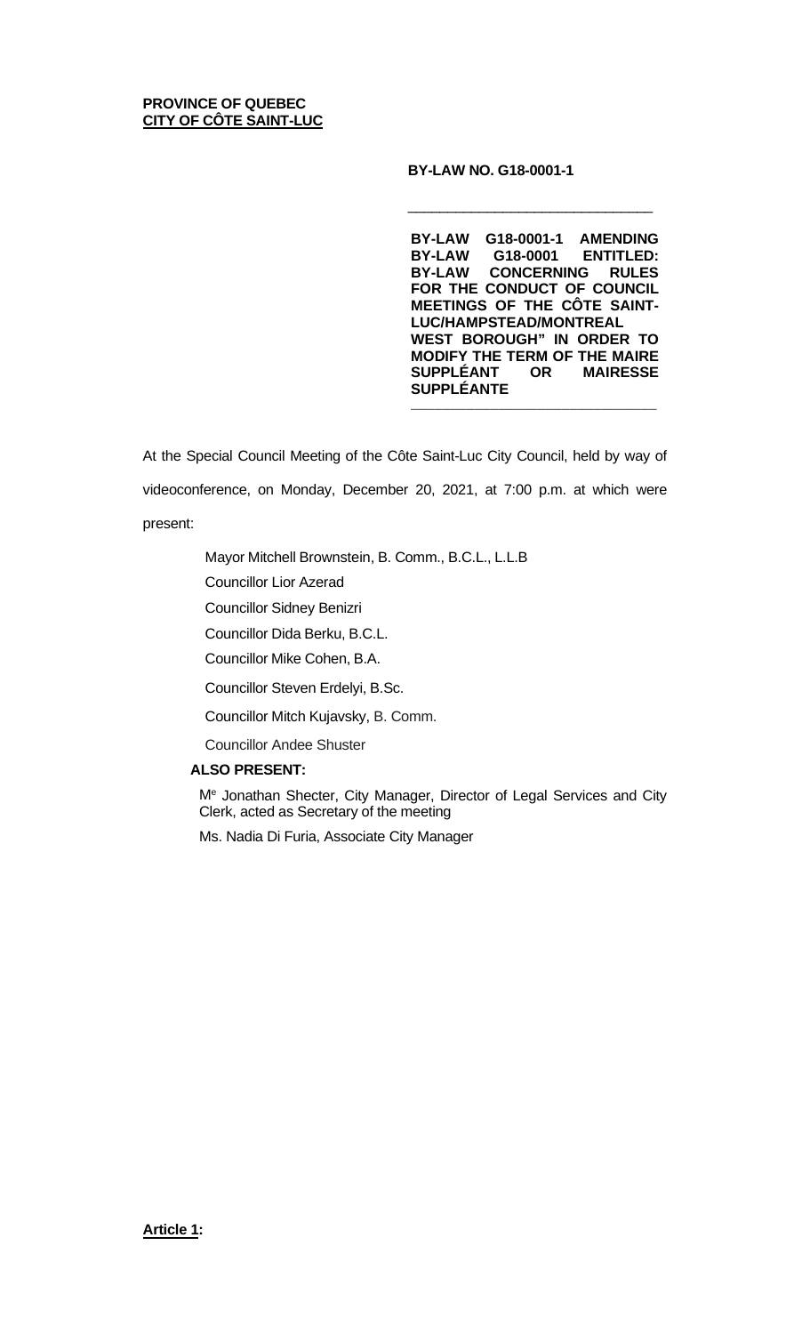**PROVINCE OF QUEBEC**
**CITY OF CÔTE SAINT-LUC**

**BY-LAW NO. G18-0001-1**

---

**BY-LAW G18-0001-1 AMENDING BY-LAW G18-0001 ENTITLED: BY-LAW CONCERNING RULES FOR THE CONDUCT OF COUNCIL MEETINGS OF THE CÔTE SAINT-LUC/HAMPSTEAD/MONTREAL WEST BOROUGH" IN ORDER TO MODIFY THE TERM OF THE MAIRE SUPPLÉANT OR MAIRESSE SUPPLÉANTE**

---

At the Special Council Meeting of the Côte Saint-Luc City Council, held by way of videoconference, on Monday, December 20, 2021, at 7:00 p.m. at which were present:

Mayor Mitchell Brownstein, B. Comm., B.C.L., L.L.B

Councillor Lior Azerad

Councillor Sidney Benizri

Councillor Dida Berku, B.C.L.

Councillor Mike Cohen, B.A.

Councillor Steven Erdelyi, B.Sc.

Councillor Mitch Kujavsky, B. Comm.

Councillor Andee Shuster

**ALSO PRESENT:**

Me Jonathan Shecter, City Manager, Director of Legal Services and City Clerk, acted as Secretary of the meeting

Ms. Nadia Di Furia, Associate City Manager

**Article 1:**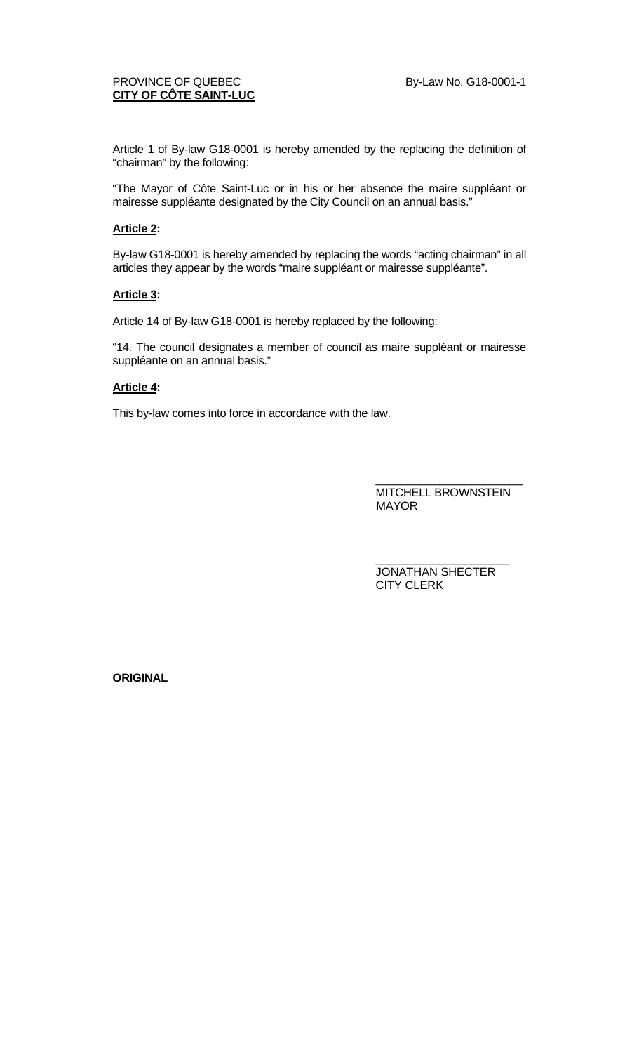PROVINCE OF QUEBEC By-Law No. G18-0001-1
**CITY OF CÔTE SAINT-LUC**

Article 1 of By-law G18-0001 is hereby amended by the replacing the definition of “chairman” by the following:

“The Mayor of Côte Saint-Luc or in his or her absence the maire suppléant or mairesse suppléante designated by the City Council on an annual basis.”

**Article 2:**

By-law G18-0001 is hereby amended by replacing the words “acting chairman” in all articles they appear by the words “maire suppléant or mairesse suppléante”.

**Article 3:**

Article 14 of By-law G18-0001 is hereby replaced by the following:

“14. The council designates a member of council as maire suppléant or mairesse suppléante on an annual basis.”

**Article 4:**

This by-law comes into force in accordance with the law.

______________________
MITCHELL BROWNSTEIN
MAYOR

______________________
JONATHAN SHECTER
CITY CLERK

**ORIGINAL**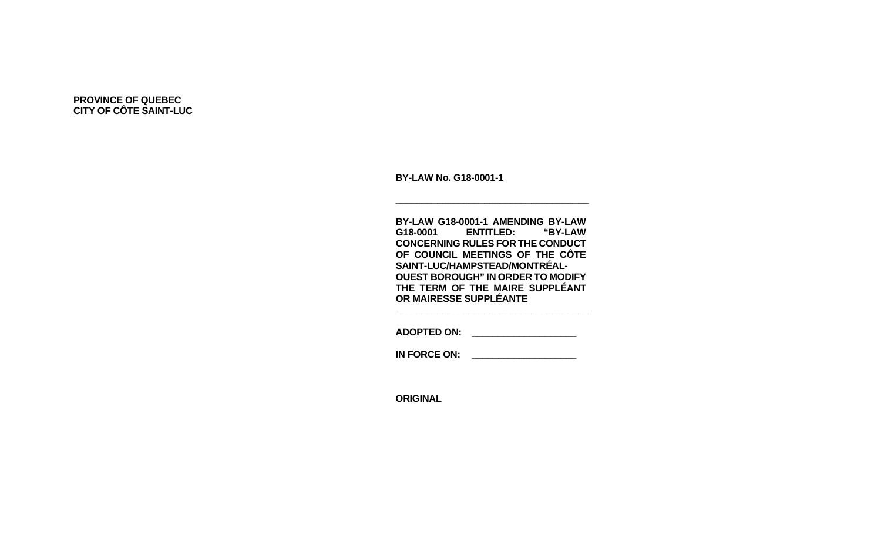**PROVINCE OF QUEBEC**
**CITY OF CÔTE SAINT-LUC**

**BY-LAW No. G18-0001-1**

---

**BY-LAW G18-0001-1 AMENDING BY-LAW G18-0001 ENTITLED: "BY-LAW CONCERNING RULES FOR THE CONDUCT OF COUNCIL MEETINGS OF THE CÔTE SAINT-LUC/HAMPSTEAD/MONTRÉAL-OUEST BOROUGH" IN ORDER TO MODIFY THE TERM OF THE MAIRE SUPPLÉANT OR MAIRESSE SUPPLÉANTE**

---

**ADOPTED ON:** ___________________

**IN FORCE ON:** ___________________

**ORIGINAL**